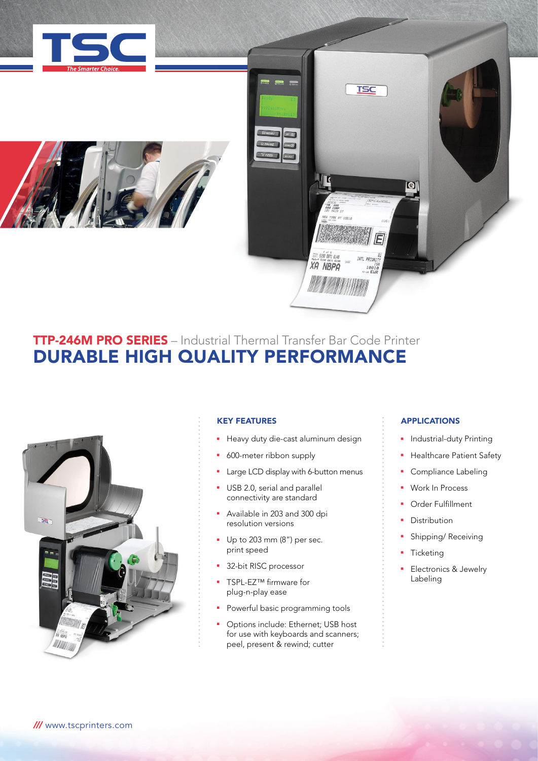# TTP-246M PRO SERIES – Industrial Thermal Transfer Bar Code Printer

## DURABLE HIGH QUALITY PERFORMANCE

### KEY FEATURES

- Heavy duty die-cast aluminum design
- 600-meter ribbon supply
- Large LCD display with 6-button menus
- USB 2.0, serial and parallel connectivity are standard
- Available in 203 and 300 dpi resolution versions
- Up to 203 mm (8") per sec. print speed
- 32-bit RISC processor
- TSPL-EZ™ firmware for plug-n-play ease
- Powerful basic programming tools
- Options include: Ethernet; USB host for use with keyboards and scanners; peel, present & rewind; cutter

### APPLICATIONS

- Industrial-duty Printing
- Healthcare Patient Safety
- Compliance Labeling
- Work In Process
- Order Fulfillment
- Distribution
- Shipping/ Receiving
- Ticketing
- Electronics & Jewelry Labeling

/// www.tscprinters.com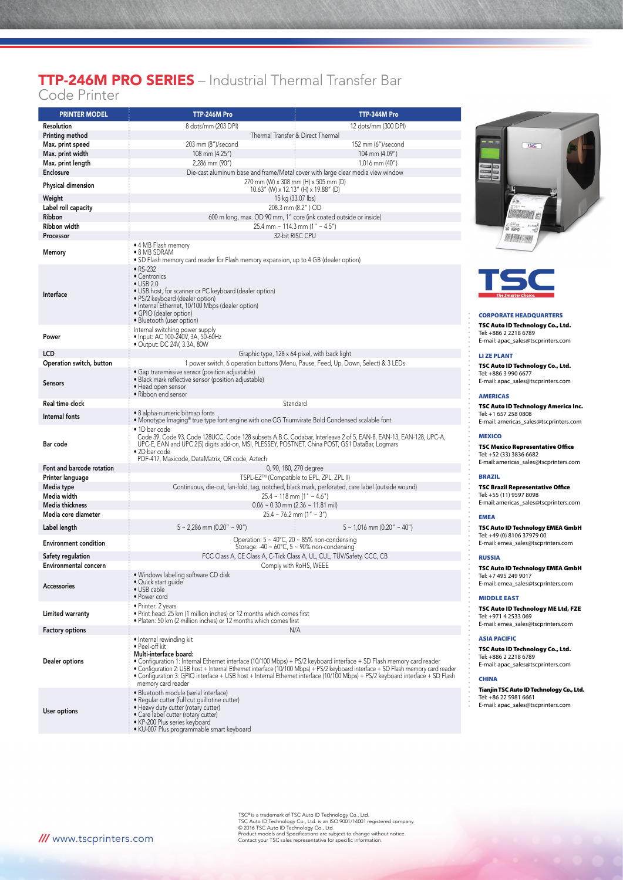# TTP-246M PRO SERIES – Industrial Thermal Transfer Bar Code Printer

| PRINTER MODEL | TTP-246M Pro | TTP-344M Pro |
|---|---|---|
| Resolution | 8 dots/mm (203 DPI) | 12 dots/mm (300 DPI) |
| Printing method | Thermal Transfer & Direct Thermal | |
| Max. print speed | 203 mm (8")/second | 152 mm (6")/second |
| Max. print width | 108 mm (4.25") | 104 mm (4.09") |
| Max. print length | 2,286 mm (90") | 1,016 mm (40") |
| Enclosure | Die-cast aluminum base and frame/Metal cover with large clear media view window | |
| Physical dimension | 270 mm (W) x 308 mm (H) x 505 mm (D)<br>10.63" (W) x 12.13" (H) x 19.88" (D) | |
| Weight | 15 kg (33.07 lbs) | |
| Label roll capacity | 208.3 mm (8.2" ) OD | |
| Ribbon | 600 m long, max. OD 90 mm, 1" core (ink coated outside or inside) | |
| Ribbon width | 25.4 mm ~ 114.3 mm (1" ~ 4.5") | |
| Processor | 32-bit RISC CPU | |
| Memory | • 4 MB Flash memory<br>• 8 MB SDRAM<br>• SD Flash memory card reader for Flash memory expansion, up to 4 GB (dealer option) | |
| Interface | • RS-232<br>• Centronics<br>• USB 2.0<br>• USB host, for scanner or PC keyboard (dealer option)<br>• PS/2 keyboard (dealer option)<br>• Internal Ethernet, 10/100 Mbps (dealer option)<br>• GPIO (dealer option)<br>• Bluetooth (user option) | |
| Power | Internal switching power supply<br>• Input: AC 100-240V, 3A, 50-60Hz<br>• Output: DC 24V, 3.3A, 80W | |
| LCD | Graphic type, 128 x 64 pixel, with back light | |
| Operation switch, button | 1 power switch, 6 operation buttons (Menu, Pause, Feed, Up, Down, Select) & 3 LEDs | |
| Sensors | • Gap transmissive sensor (position adjustable)<br>• Black mark reflective sensor (position adjustable)<br>• Head open sensor<br>• Ribbon end sensor | |
| Real time clock | Standard | |
| Internal fonts | • 8 alpha-numeric bitmap fonts<br>• Monotype Imaging® true type font engine with one CG Triumvirate Bold Condensed scalable font | |
| Bar code | • 1D bar code<br>Code 39, Code 93, Code 128UCC, Code 128 subsets A.B.C, Codabar, Interleave 2 of 5, EAN-8, EAN-13, EAN-128, UPC-A, UPC-E, EAN and UPC 2(5) digits add-on, MSI, PLESSEY, POSTNET, China POST, GS1 DataBar, Logmars<br>• 2D bar code<br>PDF-417, Maxicode, DataMatrix, QR code, Aztech | |
| Font and barcode rotation | 0, 90, 180, 270 degree | |
| Printer language | TSPL-EZ™ (Compatible to EPL, ZPL, ZPL II) | |
| Media type | Continuous, die-cut, fan-fold, tag, notched, black mark, perforated, care label (outside wound) | |
| Media width | 25.4 ~ 118 mm (1" ~ 4.6") | |
| Media thickness | 0.06 ~ 0.30 mm (2.36 ~ 11.81 mil) | |
| Media core diameter | 25.4 ~ 76.2 mm (1" ~ 3") | |
| Label length | 5 ~ 2,286 mm (0.20" ~ 90") | 5 ~ 1,016 mm (0.20" ~ 40") |
| Environment condition | Operation: 5 ~ 40°C, 20 ~ 85% non-condensing<br>Storage: -40 ~ 60°C, 5 ~ 90% non-condensing | |
| Safety regulation | FCC Class A, CE Class A, C-Tick Class A, UL, CUL, TÜV/Safety, CCC, CB | |
| Environmental concern | Comply with RoHS, WEEE | |
| Accessories | • Windows labeling software CD disk<br>• Quick start guide<br>• USB cable<br>• Power cord | |
| Limited warranty | • Printer: 2 years<br>• Print head: 25 km (1 million inches) or 12 months which comes first<br>• Platen: 50 km (2 million inches) or 12 months which comes first | |
| Factory options | N/A | |
| Dealer options | • Internal rewinding kit<br>• Peel-off kit<br>**Multi-interface board:**<br>• Configuration 1: Internal Ethernet interface (10/100 Mbps) + PS/2 keyboard interface + SD Flash memory card reader<br>• Configuration 2: USB host + Internal Ethernet interface (10/100 Mbps) + PS/2 keyboard interface + SD Flash memory card reader<br>• Configuration 3: GPIO interface + USB host + Internal Ethernet interface (10/100 Mbps) + PS/2 keyboard interface + SD Flash memory card reader | |
| User options | • Bluetooth module (serial interface)<br>• Regular cutter (full cut guillotine cutter)<br>• Heavy duty cutter (rotary cutter)<br>• Care label cutter (rotary cutter)<br>• KP-200 Plus series keyboard<br>• KU-007 Plus programmable smart keyboard | |

TSC
*The Smarter Choice.*

**CORPORATE HEADQUARTERS**

**TSC Auto ID Technology Co., Ltd.**
Tel: +886 2 2218 6789
E-mail: apac_sales@tscprinters.com

**LI ZE PLANT**

**TSC Auto ID Technology Co., Ltd.**
Tel: +886 3 990 6677
E-mail: apac_sales@tscprinters.com

**AMERICAS**

**TSC Auto ID Technology America Inc.**
Tel: +1 657 258 0808
E-mail: americas_sales@tscprinters.com

**MEXICO**

**TSC Mexico Representative Office**
Tel: +52 (33) 3836 6682
E-mail: americas_sales@tscprinters.com

**BRAZIL**

**TSC Brazil Representative Office**
Tel: +55 (11) 9597 8098
E-mail: americas_sales@tscprinters.com

**EMEA**

**TSC Auto ID Technology EMEA GmbH**
Tel: +49 (0) 8106 37979 00
E-mail: emea_sales@tscprinters.com

**RUSSIA**

**TSC Auto ID Technology EMEA GmbH**
Tel: +7 495 249 9017
E-mail: emea_sales@tscprinters.com

**MIDDLE EAST**

**TSC Auto ID Technology ME Ltd, FZE**
Tel: +971 4 2533 069
E-mail: emea_sales@tscprinters.com

**ASIA PACIFIC**

**TSC Auto ID Technology Co., Ltd.**
Tel: +886 2 2218 6789
E-mail: apac_sales@tscprinters.com

**CHINA**

**Tianjin TSC Auto ID Technology Co., Ltd.**
Tel: +86 22 5981 6661
E-mail: apac_sales@tscprinters.com

TSC® is a trademark of TSC Auto ID Technology Co., Ltd.
TSC Auto ID Technology Co., Ltd. is an ISO 9001/14001 registered company.
© 2016 TSC Auto ID Technology Co., Ltd.
Product models and Specifications are subject to change without notice.
Contact your TSC sales representative for specific information.

/// www.tscprinters.com